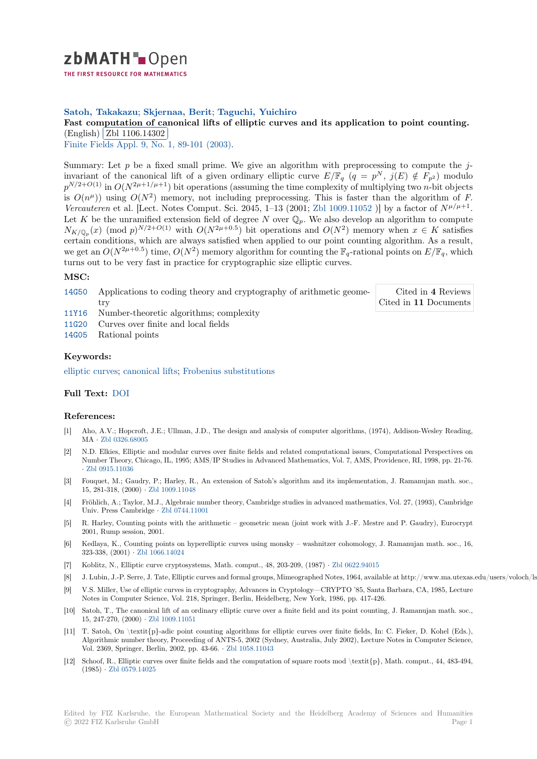**Satoh, Takakazu; Skjernaa, Berit; Taguchi, Yuichiro**

**Fast computation of canonical lifts of elliptic curves and its application to point counting.** (English) Zbl 1106.14302

Finite Fields Appl. 9, No. 1, 89-101 (2003).

Summary: Let $p$ be a fixed small prime. We give an algorithm with preprocessing to compute the $j$-invariant of the canonical lift of a given ordinary elliptic curve $E/\mathbb{F}_q$ ($q = p^N$, $j(E) \notin F_{p^2}$) modulo $p^{N/2+O(1)}$ in $O(N^{2\mu+1/\mu+1})$ bit operations (assuming the time complexity of multiplying two $n$-bit objects is $O(n^\mu)$) using $O(N^2)$ memory, not including preprocessing. This is faster than the algorithm of *F. Vercauteren* et al. [Lect. Notes Comput. Sci. 2045, 1–13 (2001; Zbl 1009.11052 )] by a factor of $N^{\mu/\mu+1}$. Let $K$ be the unramified extension field of degree $N$ over $\mathbb{Q}_p$. We also develop an algorithm to compute $N_{K/\mathbb{Q}_p}(x) \pmod p)^{N/2+O(1)}$ with $O(N^{2\mu+0.5})$ bit operations and $O(N^2)$ memory when $x \in K$ satisfies certain conditions, which are always satisfied when applied to our point counting algorithm. As a result, we get an $O(N^{2\mu+0.5})$ time, $O(N^2)$ memory algorithm for counting the $\mathbb{F}_q$-rational points on $E/\mathbb{F}_q$, which turns out to be very fast in practice for cryptographic size elliptic curves.

### MSC:

- 14G50 Applications to coding theory and cryptography of arithmetic geometry
- 11Y16 Number-theoretic algorithms; complexity
- 11G20 Curves over finite and local fields
- 14G05 Rational points

Cited in **4** Reviews
Cited in **11** Documents

### Keywords:

elliptic curves; canonical lifts; Frobenius substitutions

### Full Text:

DOI

### References:

[1] Aho, A.V.; Hopcroft, J.E.; Ullman, J.D., The design and analysis of computer algorithms, (1974), Addison-Wesley Reading, MA · Zbl 0326.68005

[2] N.D. Elkies, Elliptic and modular curves over finite fields and related computational issues, Computational Perspectives on Number Theory, Chicago, IL, 1995; AMS/IP Studies in Advanced Mathematics, Vol. 7, AMS, Providence, RI, 1998, pp. 21-76. · Zbl 0915.11036

[3] Fouquet, M.; Gaudry, P.; Harley, R., An extension of Satoh's algorithm and its implementation, J. Ramanujan math. soc., 15, 281-318, (2000) · Zbl 1009.11048

[4] Fröhlich, A.; Taylor, M.J., Algebraic number theory, Cambridge studies in advanced mathematics, Vol. 27, (1993), Cambridge Univ. Press Cambridge · Zbl 0744.11001

[5] R. Harley, Counting points with the arithmetic – geometric mean (joint work with J.-F. Mestre and P. Gaudry), Eurocrypt 2001, Rump session, 2001.

[6] Kedlaya, K., Counting points on hyperelliptic curves using monsky – washnitzer cohomology, J. Ramanujan math. soc., 16, 323-338, (2001) · Zbl 1066.14024

[7] Koblitz, N., Elliptic curve cryptosystems, Math. comput., 48, 203-209, (1987) · Zbl 0622.94015

[8] J. Lubin, J.-P. Serre, J. Tate, Elliptic curves and formal groups, Mimeographed Notes, 1964, available at http://www.ma.utexas.edu/users/voloch/ls

[9] V.S. Miller, Use of elliptic curves in cryptography, Advances in Cryptology—CRYPTO '85, Santa Barbara, CA, 1985, Lecture Notes in Computer Science, Vol. 218, Springer, Berlin, Heidelberg, New York, 1986, pp. 417-426.

[10] Satoh, T., The canonical lift of an ordinary elliptic curve over a finite field and its point counting, J. Ramanujan math. soc., 15, 247-270, (2000) · Zbl 1009.11051

[11] T. Satoh, On \textit{p}-adic point counting algorithms for elliptic curves over finite fields, In: C. Fieker, D. Kohel (Eds.), Algorithmic number theory, Proceeding of ANTS-5, 2002 (Sydney, Australia, July 2002), Lecture Notes in Computer Science, Vol. 2369, Springer, Berlin, 2002, pp. 43-66. · Zbl 1058.11043

[12] Schoof, R., Elliptic curves over finite fields and the computation of square roots mod \textit{p}, Math. comput., 44, 483-494, (1985) · Zbl 0579.14025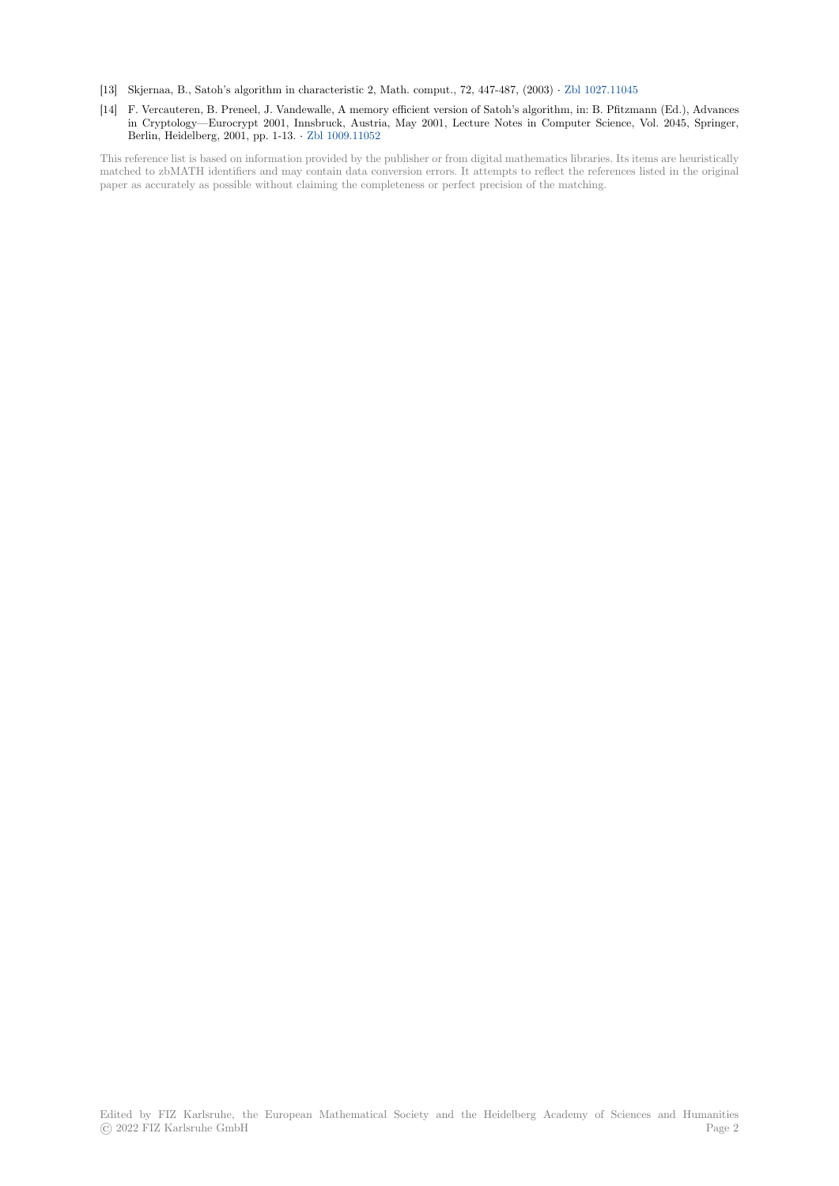[13] Skjernaa, B., Satoh's algorithm in characteristic 2, Math. comput., 72, 447-487, (2003) · Zbl 1027.11045

[14] F. Vercauteren, B. Preneel, J. Vandewalle, A memory efficient version of Satoh's algorithm, in: B. Pfitzmann (Ed.), Advances in Cryptology—Eurocrypt 2001, Innsbruck, Austria, May 2001, Lecture Notes in Computer Science, Vol. 2045, Springer, Berlin, Heidelberg, 2001, pp. 1-13. · Zbl 1009.11052

This reference list is based on information provided by the publisher or from digital mathematics libraries. Its items are heuristically matched to zbMATH identifiers and may contain data conversion errors. It attempts to reflect the references listed in the original paper as accurately as possible without claiming the completeness or perfect precision of the matching.